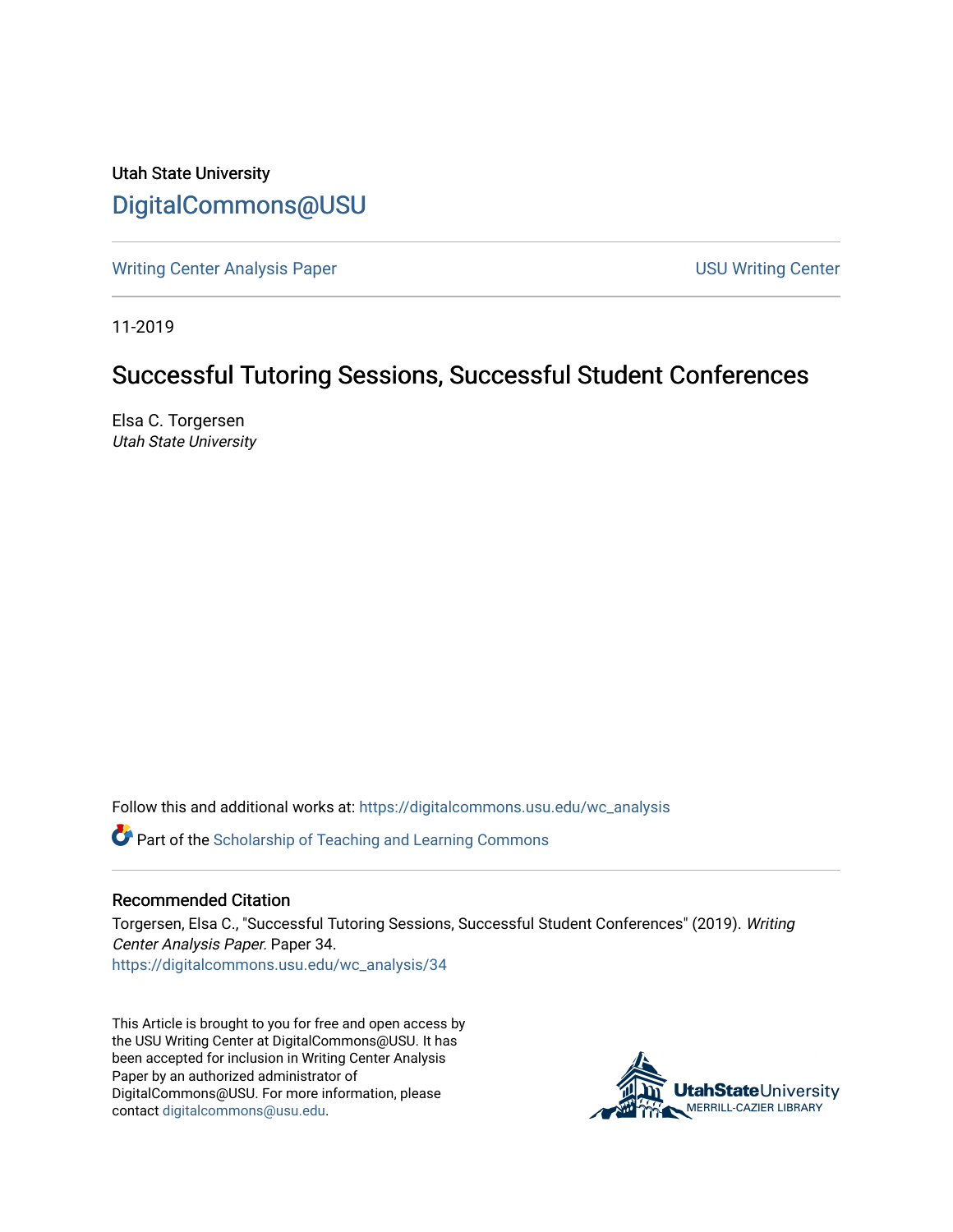Utah State University

DigitalCommons@USU

Writing Center Analysis Paper

USU Writing Center

11-2019

# Successful Tutoring Sessions, Successful Student Conferences

Elsa C. Torgersen
*Utah State University*

Follow this and additional works at: https://digitalcommons.usu.edu/wc_analysis

Part of the Scholarship of Teaching and Learning Commons

## Recommended Citation

Torgersen, Elsa C., "Successful Tutoring Sessions, Successful Student Conferences" (2019). *Writing Center Analysis Paper*. Paper 34.
https://digitalcommons.usu.edu/wc_analysis/34

This Article is brought to you for free and open access by the USU Writing Center at DigitalCommons@USU. It has been accepted for inclusion in Writing Center Analysis Paper by an authorized administrator of DigitalCommons@USU. For more information, please contact digitalcommons@usu.edu.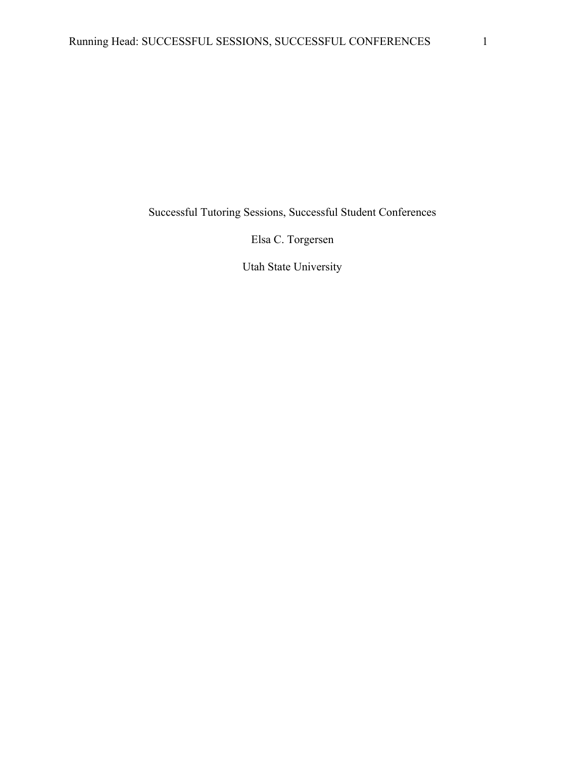# Successful Tutoring Sessions, Successful Student Conferences

Elsa C. Torgersen

Utah State University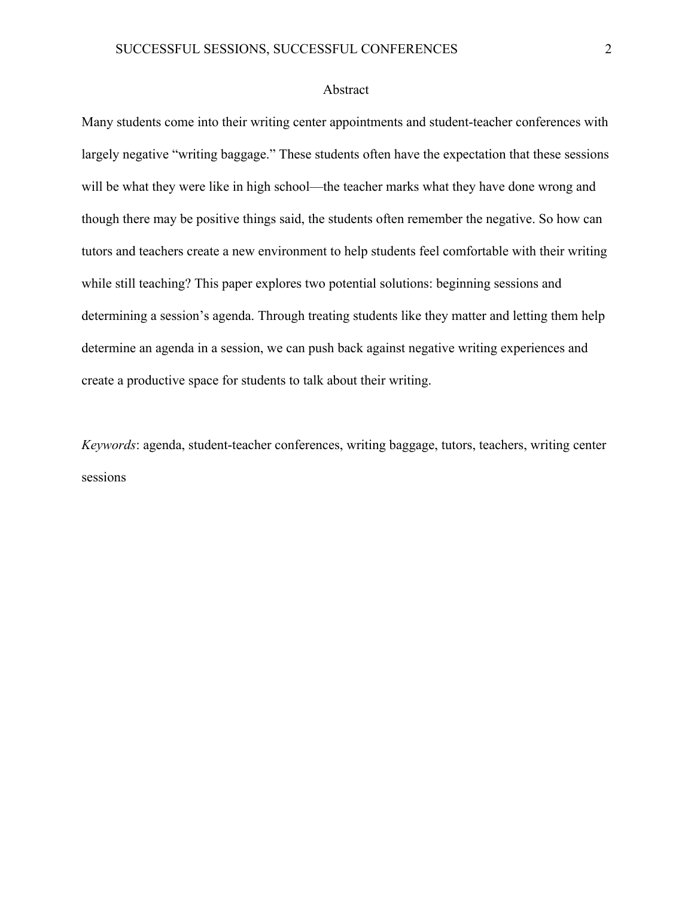# Abstract

Many students come into their writing center appointments and student-teacher conferences with largely negative "writing baggage." These students often have the expectation that these sessions will be what they were like in high school—the teacher marks what they have done wrong and though there may be positive things said, the students often remember the negative. So how can tutors and teachers create a new environment to help students feel comfortable with their writing while still teaching? This paper explores two potential solutions: beginning sessions and determining a session's agenda. Through treating students like they matter and letting them help determine an agenda in a session, we can push back against negative writing experiences and create a productive space for students to talk about their writing.

*Keywords*: agenda, student-teacher conferences, writing baggage, tutors, teachers, writing center sessions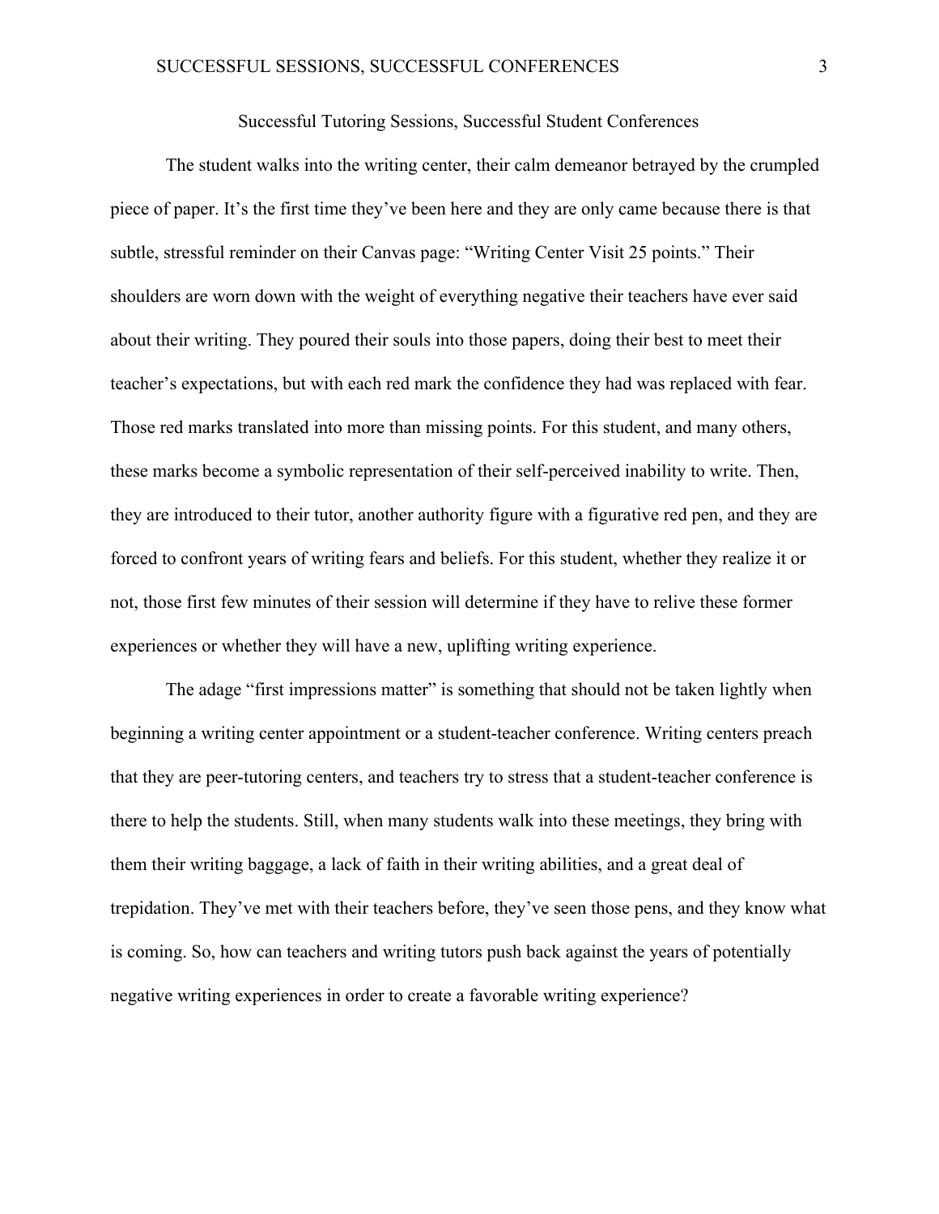# Successful Tutoring Sessions, Successful Student Conferences

The student walks into the writing center, their calm demeanor betrayed by the crumpled piece of paper. It's the first time they've been here and they are only came because there is that subtle, stressful reminder on their Canvas page: "Writing Center Visit 25 points." Their shoulders are worn down with the weight of everything negative their teachers have ever said about their writing. They poured their souls into those papers, doing their best to meet their teacher's expectations, but with each red mark the confidence they had was replaced with fear. Those red marks translated into more than missing points. For this student, and many others, these marks become a symbolic representation of their self-perceived inability to write. Then, they are introduced to their tutor, another authority figure with a figurative red pen, and they are forced to confront years of writing fears and beliefs. For this student, whether they realize it or not, those first few minutes of their session will determine if they have to relive these former experiences or whether they will have a new, uplifting writing experience.

The adage "first impressions matter" is something that should not be taken lightly when beginning a writing center appointment or a student-teacher conference. Writing centers preach that they are peer-tutoring centers, and teachers try to stress that a student-teacher conference is there to help the students. Still, when many students walk into these meetings, they bring with them their writing baggage, a lack of faith in their writing abilities, and a great deal of trepidation. They've met with their teachers before, they've seen those pens, and they know what is coming. So, how can teachers and writing tutors push back against the years of potentially negative writing experiences in order to create a favorable writing experience?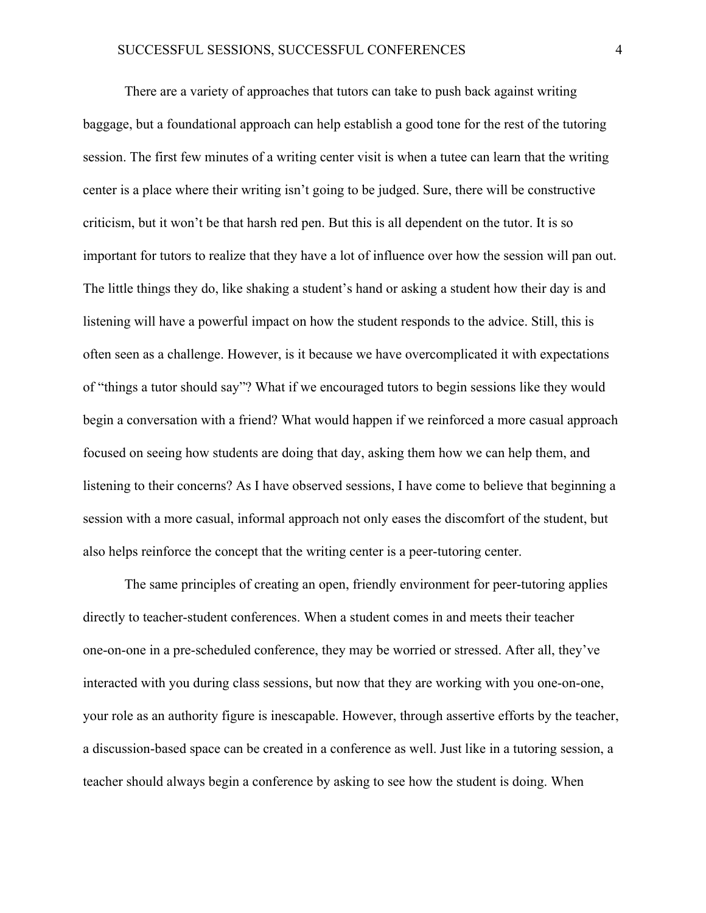There are a variety of approaches that tutors can take to push back against writing baggage, but a foundational approach can help establish a good tone for the rest of the tutoring session. The first few minutes of a writing center visit is when a tutee can learn that the writing center is a place where their writing isn't going to be judged. Sure, there will be constructive criticism, but it won't be that harsh red pen. But this is all dependent on the tutor. It is so important for tutors to realize that they have a lot of influence over how the session will pan out. The little things they do, like shaking a student's hand or asking a student how their day is and listening will have a powerful impact on how the student responds to the advice. Still, this is often seen as a challenge. However, is it because we have overcomplicated it with expectations of "things a tutor should say"? What if we encouraged tutors to begin sessions like they would begin a conversation with a friend? What would happen if we reinforced a more casual approach focused on seeing how students are doing that day, asking them how we can help them, and listening to their concerns? As I have observed sessions, I have come to believe that beginning a session with a more casual, informal approach not only eases the discomfort of the student, but also helps reinforce the concept that the writing center is a peer-tutoring center.

The same principles of creating an open, friendly environment for peer-tutoring applies directly to teacher-student conferences. When a student comes in and meets their teacher one-on-one in a pre-scheduled conference, they may be worried or stressed. After all, they've interacted with you during class sessions, but now that they are working with you one-on-one, your role as an authority figure is inescapable. However, through assertive efforts by the teacher, a discussion-based space can be created in a conference as well. Just like in a tutoring session, a teacher should always begin a conference by asking to see how the student is doing. When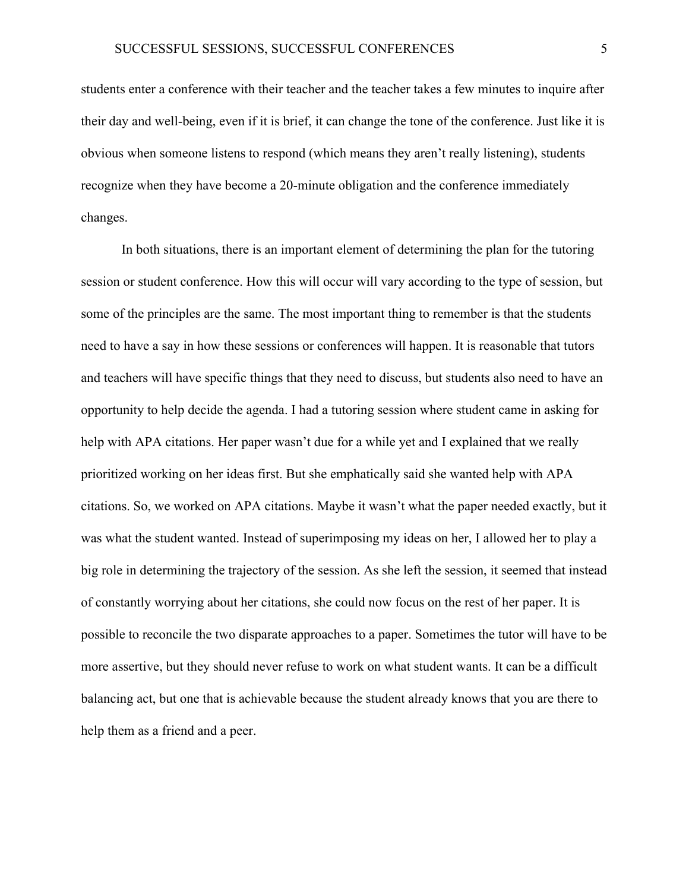students enter a conference with their teacher and the teacher takes a few minutes to inquire after their day and well-being, even if it is brief, it can change the tone of the conference. Just like it is obvious when someone listens to respond (which means they aren't really listening), students recognize when they have become a 20-minute obligation and the conference immediately changes.

In both situations, there is an important element of determining the plan for the tutoring session or student conference. How this will occur will vary according to the type of session, but some of the principles are the same. The most important thing to remember is that the students need to have a say in how these sessions or conferences will happen. It is reasonable that tutors and teachers will have specific things that they need to discuss, but students also need to have an opportunity to help decide the agenda. I had a tutoring session where student came in asking for help with APA citations. Her paper wasn't due for a while yet and I explained that we really prioritized working on her ideas first. But she emphatically said she wanted help with APA citations. So, we worked on APA citations. Maybe it wasn't what the paper needed exactly, but it was what the student wanted. Instead of superimposing my ideas on her, I allowed her to play a big role in determining the trajectory of the session. As she left the session, it seemed that instead of constantly worrying about her citations, she could now focus on the rest of her paper. It is possible to reconcile the two disparate approaches to a paper. Sometimes the tutor will have to be more assertive, but they should never refuse to work on what student wants. It can be a difficult balancing act, but one that is achievable because the student already knows that you are there to help them as a friend and a peer.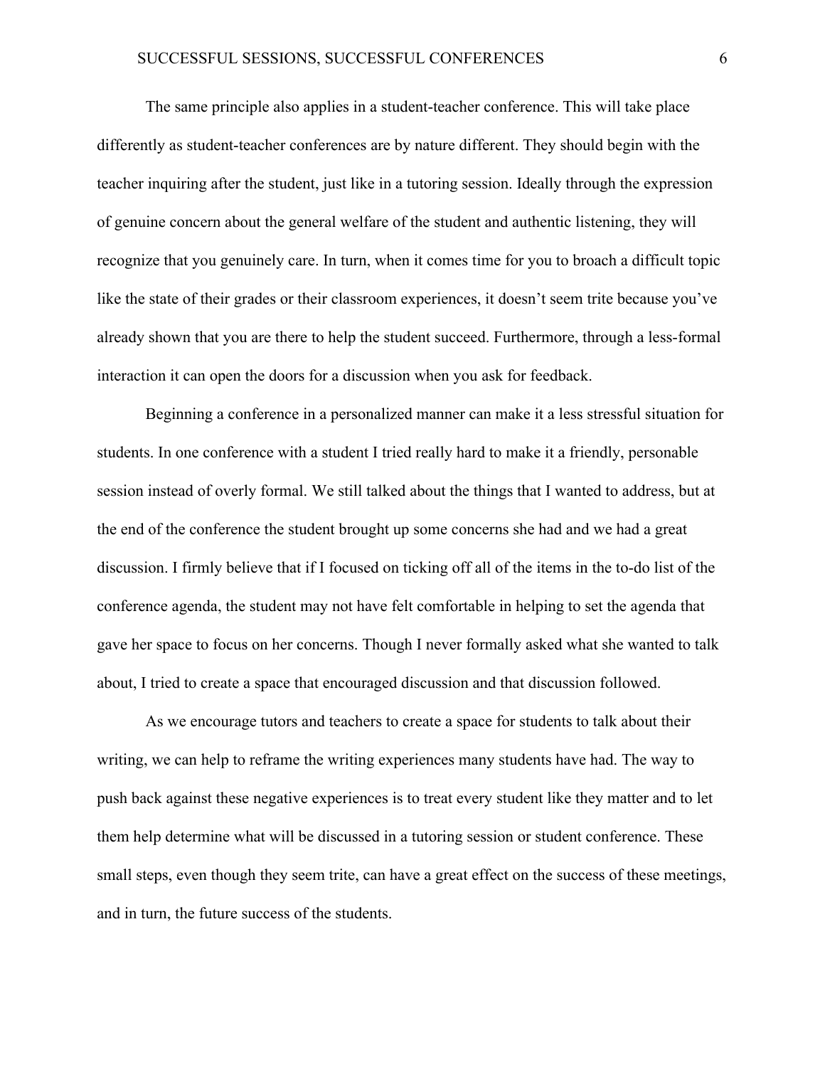The same principle also applies in a student-teacher conference. This will take place differently as student-teacher conferences are by nature different. They should begin with the teacher inquiring after the student, just like in a tutoring session. Ideally through the expression of genuine concern about the general welfare of the student and authentic listening, they will recognize that you genuinely care. In turn, when it comes time for you to broach a difficult topic like the state of their grades or their classroom experiences, it doesn't seem trite because you've already shown that you are there to help the student succeed. Furthermore, through a less-formal interaction it can open the doors for a discussion when you ask for feedback.

Beginning a conference in a personalized manner can make it a less stressful situation for students. In one conference with a student I tried really hard to make it a friendly, personable session instead of overly formal. We still talked about the things that I wanted to address, but at the end of the conference the student brought up some concerns she had and we had a great discussion. I firmly believe that if I focused on ticking off all of the items in the to-do list of the conference agenda, the student may not have felt comfortable in helping to set the agenda that gave her space to focus on her concerns. Though I never formally asked what she wanted to talk about, I tried to create a space that encouraged discussion and that discussion followed.

As we encourage tutors and teachers to create a space for students to talk about their writing, we can help to reframe the writing experiences many students have had. The way to push back against these negative experiences is to treat every student like they matter and to let them help determine what will be discussed in a tutoring session or student conference. These small steps, even though they seem trite, can have a great effect on the success of these meetings, and in turn, the future success of the students.